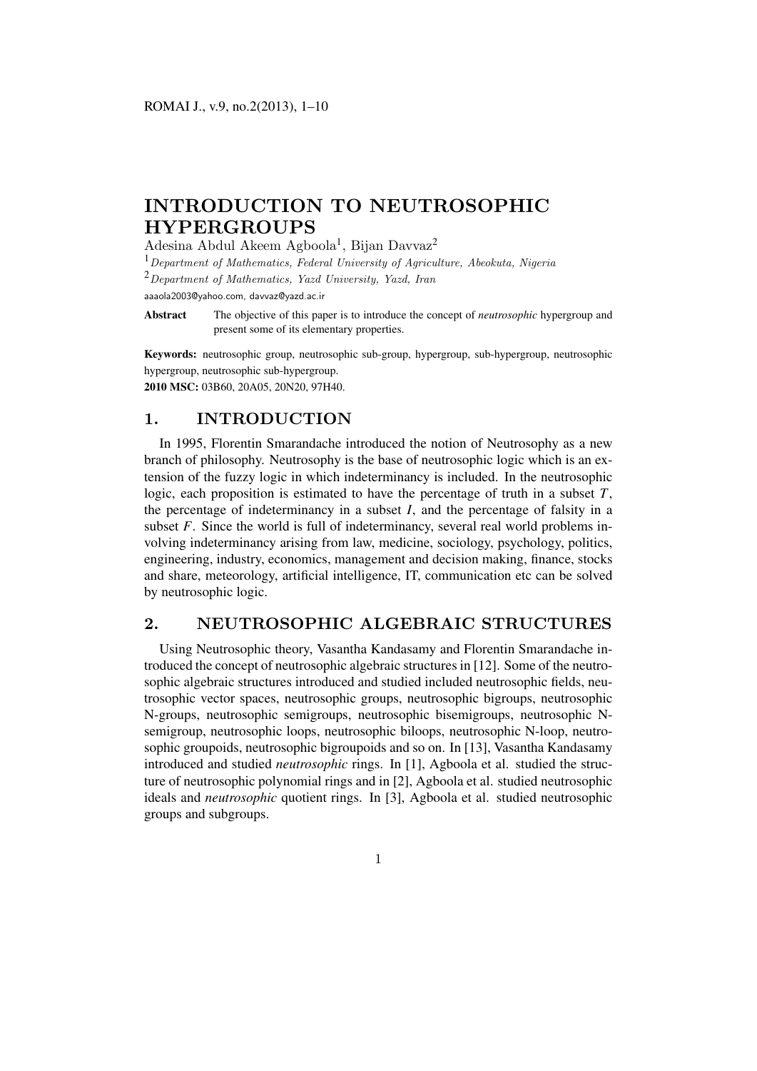# INTRODUCTION TO NEUTROSOPHIC HYPERGROUPS

Adesina Abdul Akeem Agboola[1], Bijan Davvaz[2]

[1] *Department of Mathematics, Federal University of Agriculture, Abeokuta, Nigeria*

[2] *Department of Mathematics, Yazd University, Yazd, Iran*

aaaola2003@yahoo.com, davvaz@yazd.ac.ir

**Abstract** The objective of this paper is to introduce the concept of *neutrosophic* hypergroup and present some of its elementary properties.

**Keywords:** neutrosophic group, neutrosophic sub-group, hypergroup, sub-hypergroup, neutrosophic hypergroup, neutrosophic sub-hypergroup.

**2010 MSC:** 03B60, 20A05, 20N20, 97H40.

## 1. INTRODUCTION

In 1995, Florentin Smarandache introduced the notion of Neutrosophy as a new branch of philosophy. Neutrosophy is the base of neutrosophic logic which is an extension of the fuzzy logic in which indeterminancy is included. In the neutrosophic logic, each proposition is estimated to have the percentage of truth in a subset $T$, the percentage of indeterminancy in a subset $I$, and the percentage of falsity in a subset $F$. Since the world is full of indeterminancy, several real world problems involving indeterminancy arising from law, medicine, sociology, psychology, politics, engineering, industry, economics, management and decision making, finance, stocks and share, meteorology, artificial intelligence, IT, communication etc can be solved by neutrosophic logic.

## 2. NEUTROSOPHIC ALGEBRAIC STRUCTURES

Using Neutrosophic theory, Vasantha Kandasamy and Florentin Smarandache introduced the concept of neutrosophic algebraic structures in [12]. Some of the neutrosophic algebraic structures introduced and studied included neutrosophic fields, neutrosophic vector spaces, neutrosophic groups, neutrosophic bigroups, neutrosophic N-groups, neutrosophic semigroups, neutrosophic bisemigroups, neutrosophic N-semigroup, neutrosophic loops, neutrosophic biloops, neutrosophic N-loop, neutrosophic groupoids, neutrosophic bigroupoids and so on. In [13], Vasantha Kandasamy introduced and studied *neutrosophic* rings. In [1], Agboola et al. studied the structure of neutrosophic polynomial rings and in [2], Agboola et al. studied neutrosophic ideals and *neutrosophic* quotient rings. In [3], Agboola et al. studied neutrosophic groups and subgroups.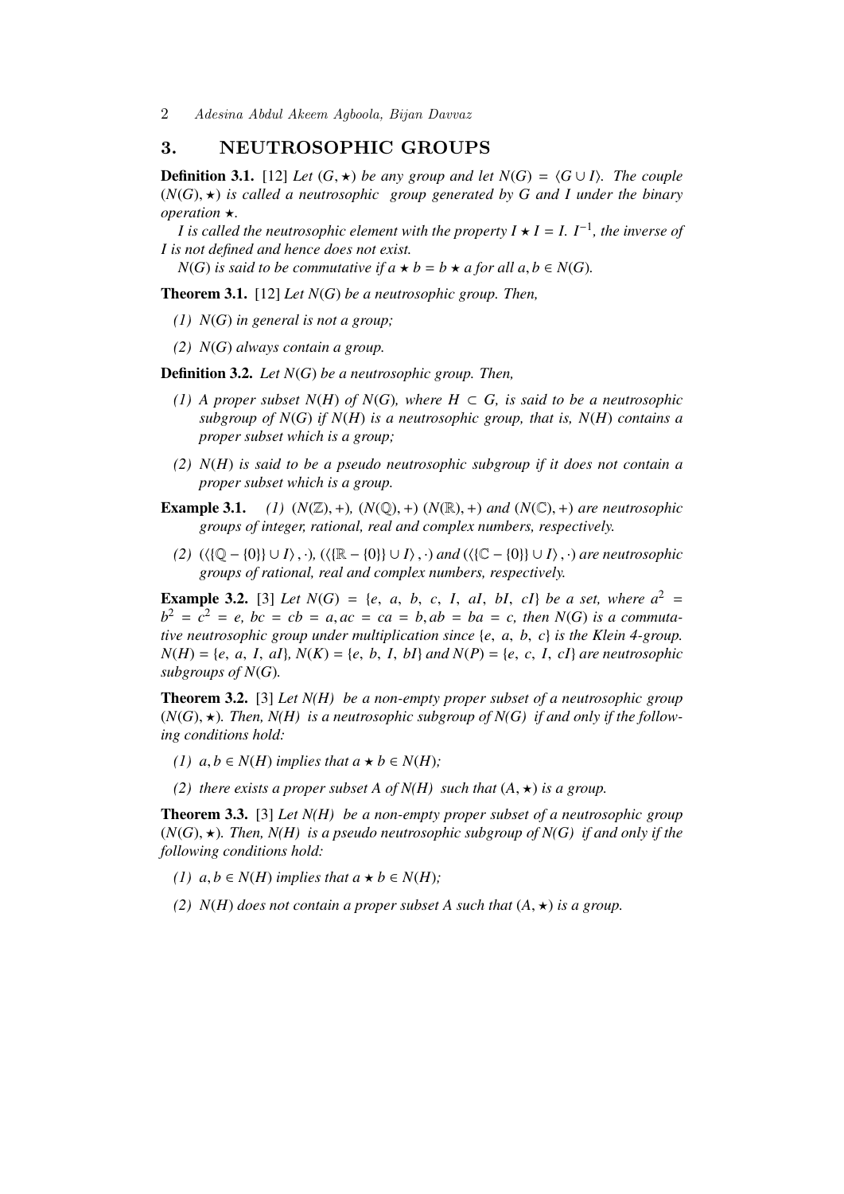## 3. NEUTROSOPHIC GROUPS

**Definition 3.1.** [12] *Let $(G, \star)$ be any group and let $N(G) = \langle G \cup I \rangle$. The couple $(N(G), \star)$ is called a neutrosophic group generated by $G$ and $I$ under the binary operation $\star$.*

*$I$ is called the neutrosophic element with the property $I \star I = I$. $I^{-1}$, the inverse of $I$ is not defined and hence does not exist.*

*$N(G)$ is said to be commutative if $a \star b = b \star a$ for all $a, b \in N(G)$.*

**Theorem 3.1.** [12] *Let $N(G)$ be a neutrosophic group. Then,*

*(1) $N(G)$ in general is not a group;*

*(2) $N(G)$ always contain a group.*

**Definition 3.2.** *Let $N(G)$ be a neutrosophic group. Then,*

*(1) A proper subset $N(H)$ of $N(G)$, where $H \subset G$, is said to be a neutrosophic subgroup of $N(G)$ if $N(H)$ is a neutrosophic group, that is, $N(H)$ contains a proper subset which is a group;*

*(2) $N(H)$ is said to be a pseudo neutrosophic subgroup if it does not contain a proper subset which is a group.*

**Example 3.1.** *(1) $(N(\mathbb{Z}), +)$, $(N(\mathbb{Q}), +)$ $(N(\mathbb{R}), +)$ and $(N(\mathbb{C}), +)$ are neutrosophic groups of integer, rational, real and complex numbers, respectively.*

*(2) $(\langle\{\mathbb{Q} - \{0\}\} \cup I\rangle, \cdot)$, $(\langle\{\mathbb{R} - \{0\}\} \cup I\rangle, \cdot)$ and $(\langle\{\mathbb{C} - \{0\}\} \cup I\rangle, \cdot)$ are neutrosophic groups of rational, real and complex numbers, respectively.*

**Example 3.2.** [3] *Let $N(G) = \{e, a, b, c, I, aI, bI, cI\}$ be a set, where $a^2 = b^2 = c^2 = e$, $bc = cb = a, ac = ca = b, ab = ba = c$, then $N(G)$ is a commutative neutrosophic group under multiplication since $\{e, a, b, c\}$ is the Klein 4-group. $N(H) = \{e, a, I, aI\}$, $N(K) = \{e, b, I, bI\}$ and $N(P) = \{e, c, I, cI\}$ are neutrosophic subgroups of $N(G)$.*

**Theorem 3.2.** [3] *Let $N(H)$ be a non-empty proper subset of a neutrosophic group $(N(G), \star)$. Then, $N(H)$ is a neutrosophic subgroup of $N(G)$ if and only if the following conditions hold:*

*(1) $a, b \in N(H)$ implies that $a \star b \in N(H)$;*

*(2) there exists a proper subset $A$ of $N(H)$ such that $(A, \star)$ is a group.*

**Theorem 3.3.** [3] *Let $N(H)$ be a non-empty proper subset of a neutrosophic group $(N(G), \star)$. Then, $N(H)$ is a pseudo neutrosophic subgroup of $N(G)$ if and only if the following conditions hold:*

*(1) $a, b \in N(H)$ implies that $a \star b \in N(H)$;*

*(2) $N(H)$ does not contain a proper subset $A$ such that $(A, \star)$ is a group.*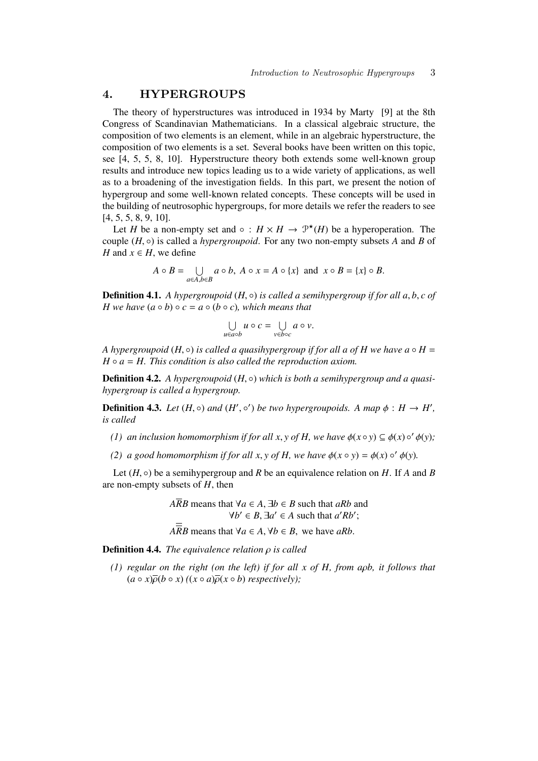## 4. HYPERGROUPS

The theory of hyperstructures was introduced in 1934 by Marty [9] at the 8th Congress of Scandinavian Mathematicians. In a classical algebraic structure, the composition of two elements is an element, while in an algebraic hyperstructure, the composition of two elements is a set. Several books have been written on this topic, see [4, 5, 5, 8, 10]. Hyperstructure theory both extends some well-known group results and introduce new topics leading us to a wide variety of applications, as well as to a broadening of the investigation fields. In this part, we present the notion of hypergroup and some well-known related concepts. These concepts will be used in the building of neutrosophic hypergroups, for more details we refer the readers to see [4, 5, 5, 8, 9, 10].

Let $H$ be a non-empty set and $\circ : H \times H \to \mathcal{P}^\star(H)$ be a hyperoperation. The couple $(H, \circ)$ is called a *hypergroupoid*. For any two non-empty subsets $A$ and $B$ of $H$ and $x \in H$, we define

$$A \circ B = \bigcup_{a \in A, b \in B} a \circ b, \ A \circ x = A \circ \{x\} \ \text{and} \ x \circ B = \{x\} \circ B.$$

**Definition 4.1.** *A hypergroupoid $(H, \circ)$ is called a semihypergroup if for all $a, b, c$ of $H$ we have $(a \circ b) \circ c = a \circ (b \circ c)$, which means that*

$$\bigcup_{u \in a \circ b} u \circ c = \bigcup_{v \in b \circ c} a \circ v.$$

*A hypergroupoid $(H, \circ)$ is called a quasihypergroup if for all $a$ of $H$ we have $a \circ H = H \circ a = H$. This condition is also called the reproduction axiom.*

**Definition 4.2.** *A hypergroupoid $(H, \circ)$ which is both a semihypergroup and a quasihypergroup is called a hypergroup.*

**Definition 4.3.** *Let $(H, \circ)$ and $(H', \circ')$ be two hypergroupoids. A map $\phi : H \to H'$, is called*

*(1) an inclusion homomorphism if for all $x, y$ of $H$, we have $\phi(x \circ y) \subseteq \phi(x) \circ' \phi(y)$;*

*(2) a good homomorphism if for all $x, y$ of $H$, we have $\phi(x \circ y) = \phi(x) \circ' \phi(y)$.*

Let $(H, \circ)$ be a semihypergroup and $R$ be an equivalence relation on $H$. If $A$ and $B$ are non-empty subsets of $H$, then

$A \overline{R} B$ means that $\forall a \in A, \exists b \in B$ such that $aRb$ and $\forall b' \in B, \exists a' \in A$ such that $a'Rb'$;

$A \overline{\overline{R}} B$ means that $\forall a \in A, \forall b \in B,$ we have $aRb$.

**Definition 4.4.** *The equivalence relation $\rho$ is called*

*(1) regular on the right (on the left) if for all $x$ of $H$, from $a\rho b$, it follows that $(a \circ x)\overline{\rho}(b \circ x)$ $((x \circ a)\overline{\rho}(x \circ b)$ respectively);*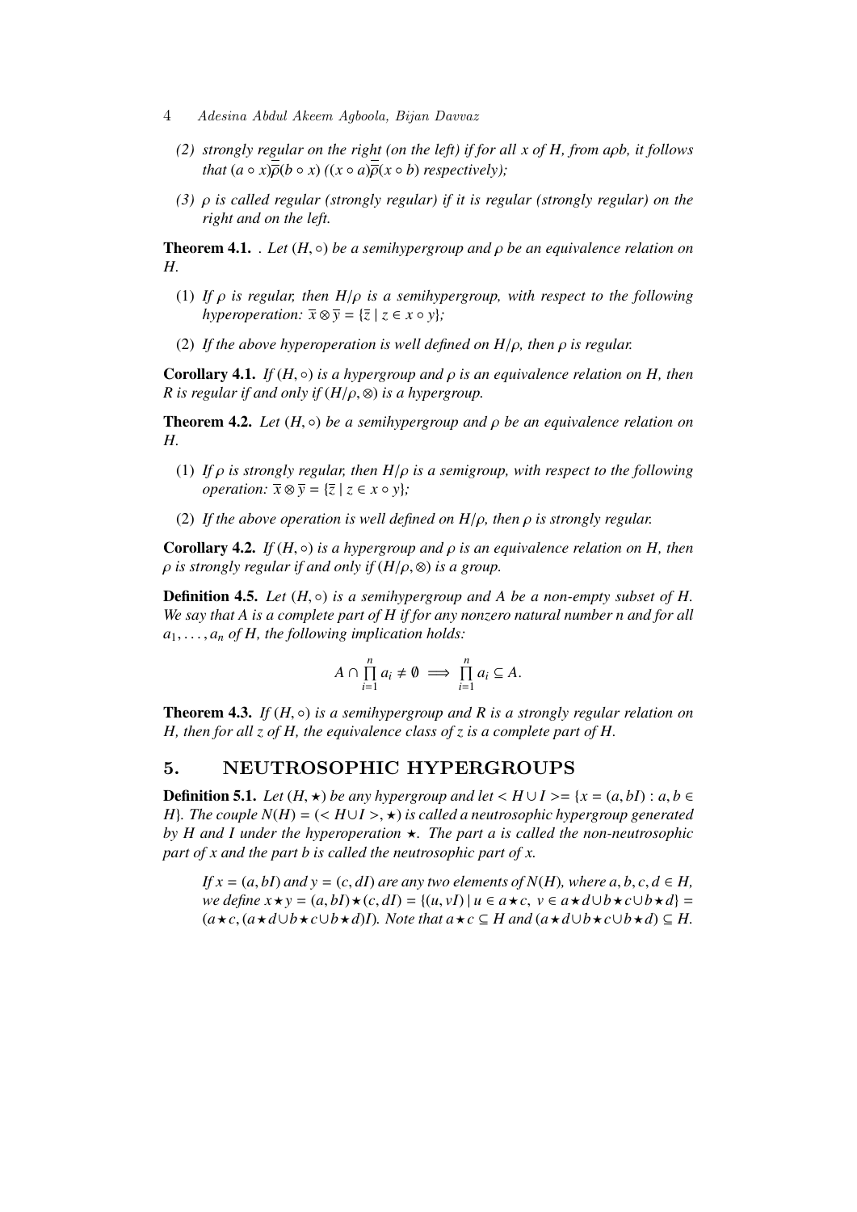(2) *strongly regular on the right (on the left) if for all $x$ of $H$, from $a\rho b$, it follows that $(a \circ x)\overline{\overline{\rho}}(b \circ x)$ $((x \circ a)\overline{\overline{\rho}}(x \circ b)$ respectively);*

(3) *$\rho$ is called regular (strongly regular) if it is regular (strongly regular) on the right and on the left.*

**Theorem 4.1.** . *Let $(H, \circ)$ be a semihypergroup and $\rho$ be an equivalence relation on $H$.*

(1) *If $\rho$ is regular, then $H/\rho$ is a semihypergroup, with respect to the following hyperoperation: $\overline{x} \otimes \overline{y} = \{\overline{z} \mid z \in x \circ y\}$;*

(2) *If the above hyperoperation is well defined on $H/\rho$, then $\rho$ is regular.*

**Corollary 4.1.** *If $(H, \circ)$ is a hypergroup and $\rho$ is an equivalence relation on $H$, then $R$ is regular if and only if $(H/\rho, \otimes)$ is a hypergroup.*

**Theorem 4.2.** *Let $(H, \circ)$ be a semihypergroup and $\rho$ be an equivalence relation on $H$.*

(1) *If $\rho$ is strongly regular, then $H/\rho$ is a semigroup, with respect to the following operation: $\overline{x} \otimes \overline{y} = \{\overline{z} \mid z \in x \circ y\}$;*

(2) *If the above operation is well defined on $H/\rho$, then $\rho$ is strongly regular.*

**Corollary 4.2.** *If $(H, \circ)$ is a hypergroup and $\rho$ is an equivalence relation on $H$, then $\rho$ is strongly regular if and only if $(H/\rho, \otimes)$ is a group.*

**Definition 4.5.** *Let $(H, \circ)$ is a semihypergroup and $A$ be a non-empty subset of $H$. We say that $A$ is a complete part of $H$ if for any nonzero natural number $n$ and for all $a_1, \ldots, a_n$ of $H$, the following implication holds:*

$$A \cap \prod_{i=1}^{n} a_i \neq \emptyset \implies \prod_{i=1}^{n} a_i \subseteq A.$$

**Theorem 4.3.** *If $(H, \circ)$ is a semihypergroup and $R$ is a strongly regular relation on $H$, then for all $z$ of $H$, the equivalence class of $z$ is a complete part of $H$.*

## 5. NEUTROSOPHIC HYPERGROUPS

**Definition 5.1.** *Let $(H, \star)$ be any hypergroup and let $< H \cup I >= \{x = (a, bI) : a, b \in H\}$. The couple $N(H) = (< H \cup I >, \star)$ is called a neutrosophic hypergroup generated by $H$ and $I$ under the hyperoperation $\star$. The part $a$ is called the non-neutrosophic part of $x$ and the part $b$ is called the neutrosophic part of $x$.*

*If $x = (a, bI)$ and $y = (c, dI)$ are any two elements of $N(H)$, where $a, b, c, d \in H$, we define $x \star y = (a, bI) \star (c, dI) = \{(u, vI) \mid u \in a \star c,\ v \in a \star d \cup b \star c \cup b \star d\} = (a \star c, (a \star d \cup b \star c \cup b \star d)I)$. Note that $a \star c \subseteq H$ and $(a \star d \cup b \star c \cup b \star d) \subseteq H$.*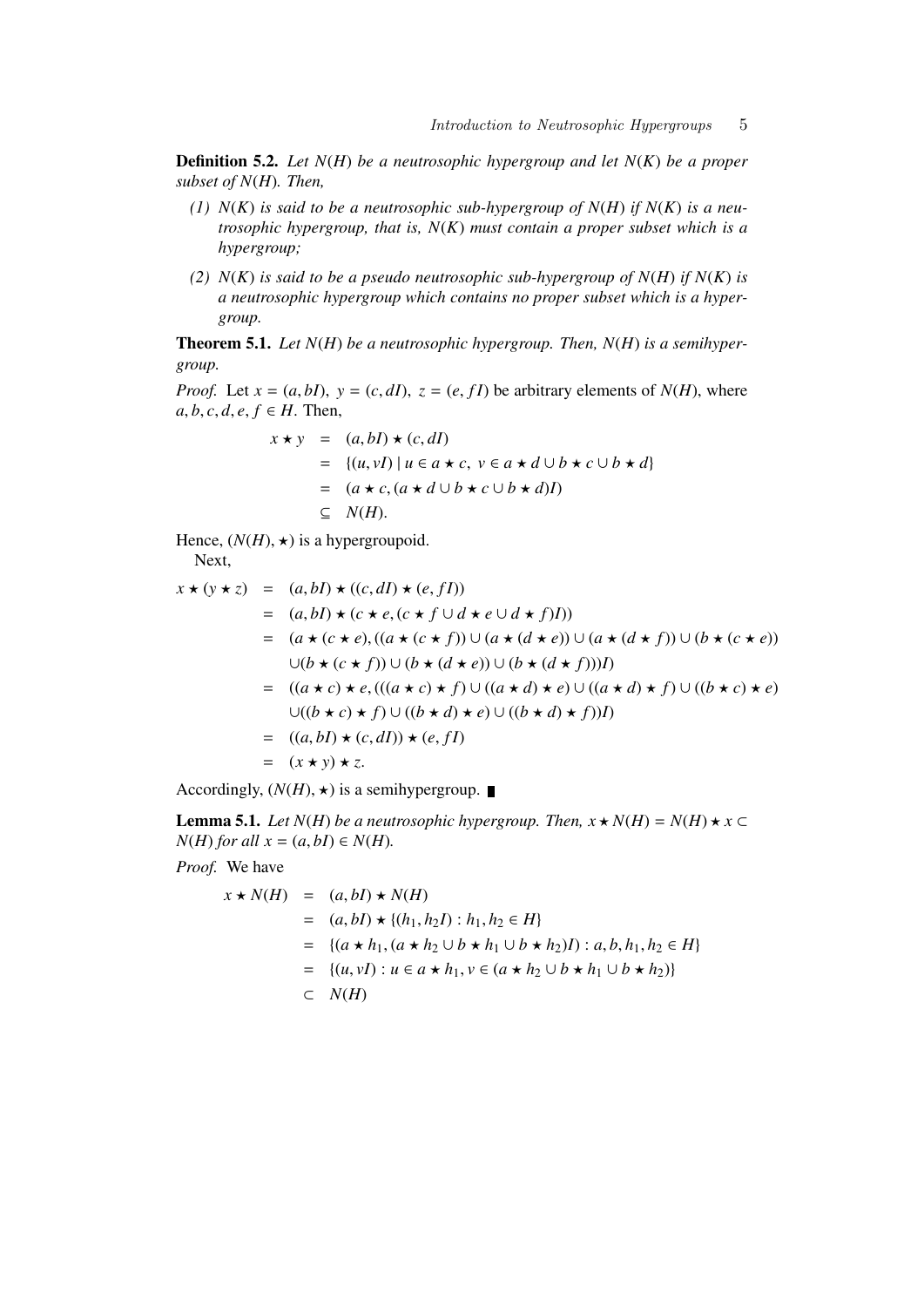**Definition 5.2.** *Let $N(H)$ be a neutrosophic hypergroup and let $N(K)$ be a proper subset of $N(H)$. Then,*

*(1) $N(K)$ is said to be a neutrosophic sub-hypergroup of $N(H)$ if $N(K)$ is a neutrosophic hypergroup, that is, $N(K)$ must contain a proper subset which is a hypergroup;*

*(2) $N(K)$ is said to be a pseudo neutrosophic sub-hypergroup of $N(H)$ if $N(K)$ is a neutrosophic hypergroup which contains no proper subset which is a hypergroup.*

**Theorem 5.1.** *Let $N(H)$ be a neutrosophic hypergroup. Then, $N(H)$ is a semihypergroup.*

*Proof.* Let $x = (a, bI),\ y = (c, dI),\ z = (e, fI)$ be arbitrary elements of $N(H)$, where $a, b, c, d, e, f \in H$. Then,

$$
\begin{aligned}
x \star y &= (a, bI) \star (c, dI) \\
&= \{(u, vI) \mid u \in a \star c,\ v \in a \star d \cup b \star c \cup b \star d\} \\
&= (a \star c, (a \star d \cup b \star c \cup b \star d)I) \\
&\subseteq N(H).
\end{aligned}
$$

Hence, $(N(H), \star)$ is a hypergroupoid.

Next,

$$
\begin{aligned}
x \star (y \star z) &= (a, bI) \star ((c, dI) \star (e, fI)) \\
&= (a, bI) \star (c \star e, (c \star f \cup d \star e \cup d \star f)I)) \\
&= (a \star (c \star e), ((a \star (c \star f)) \cup (a \star (d \star e)) \cup (a \star (d \star f)) \cup (b \star (c \star e)) \\
&\quad \cup (b \star (c \star f)) \cup (b \star (d \star e)) \cup (b \star (d \star f)))I) \\
&= ((a \star c) \star e, (((a \star c) \star f) \cup ((a \star d) \star e) \cup ((a \star d) \star f) \cup ((b \star c) \star e) \\
&\quad \cup ((b \star c) \star f) \cup ((b \star d) \star e) \cup ((b \star d) \star f))I) \\
&= ((a, bI) \star (c, dI)) \star (e, fI) \\
&= (x \star y) \star z.
\end{aligned}
$$

Accordingly, $(N(H), \star)$ is a semihypergroup. ∎

**Lemma 5.1.** *Let $N(H)$ be a neutrosophic hypergroup. Then, $x \star N(H) = N(H) \star x \subset N(H)$ for all $x = (a, bI) \in N(H)$.*

*Proof.* We have

$$
\begin{aligned}
x \star N(H) &= (a, bI) \star N(H) \\
&= (a, bI) \star \{(h_1, h_2 I) : h_1, h_2 \in H\} \\
&= \{(a \star h_1, (a \star h_2 \cup b \star h_1 \cup b \star h_2)I) : a, b, h_1, h_2 \in H\} \\
&= \{(u, vI) : u \in a \star h_1, v \in (a \star h_2 \cup b \star h_1 \cup b \star h_2)\} \\
&\subset N(H)
\end{aligned}
$$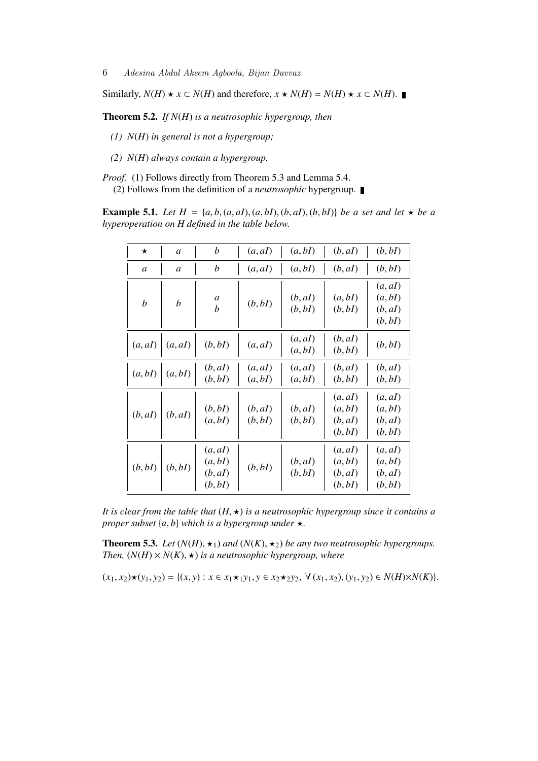Similarly, $N(H) \star x \subset N(H)$ and therefore, $x \star N(H) = N(H) \star x \subset N(H)$. ∎

**Theorem 5.2.** *If $N(H)$ is a neutrosophic hypergroup, then*

*(1) $N(H)$ in general is not a hypergroup;*

*(2) $N(H)$ always contain a hypergroup.*

*Proof.* (1) Follows directly from Theorem 5.3 and Lemma 5.4.

(2) Follows from the definition of a *neutrosophic* hypergroup. ∎

**Example 5.1.** *Let $H = \{a, b, (a, aI), (a, bI), (b, aI), (b, bI)\}$ be a set and let $\star$ be a hyperoperation on H defined in the table below.*

| $\star$ | $a$ | $b$ | $(a, aI)$ | $(a, bI)$ | $(b, aI)$ | $(b, bI)$ |
|---|---|---|---|---|---|---|
| $a$ | $a$ | $b$ | $(a, aI)$ | $(a, bI)$ | $(b, aI)$ | $(b, bI)$ |
| $b$ | $b$ | $a$ $b$ | $(b, bI)$ | $(b, aI)$ $(b, bI)$ | $(a, bI)$ $(b, bI)$ | $(a, aI)$ $(a, bI)$ $(b, aI)$ $(b, bI)$ |
| $(a, aI)$ | $(a, aI)$ | $(b, bI)$ | $(a, aI)$ | $(a, aI)$ $(a, bI)$ | $(b, aI)$ $(b, bI)$ | $(b, bI)$ |
| $(a, bI)$ | $(a, bI)$ | $(b, aI)$ $(b, bI)$ | $(a, aI)$ $(a, bI)$ | $(a, aI)$ $(a, bI)$ | $(b, aI)$ $(b, bI)$ | $(b, aI)$ $(b, bI)$ |
| $(b, aI)$ | $(b, aI)$ | $(b, bI)$ $(a, bI)$ | $(b, aI)$ $(b, bI)$ | $(b, aI)$ $(b, bI)$ | $(a, aI)$ $(a, bI)$ $(b, aI)$ $(b, bI)$ | $(a, aI)$ $(a, bI)$ $(b, aI)$ $(b, bI)$ |
| $(b, bI)$ | $(b, bI)$ | $(a, aI)$ $(a, bI)$ $(b, aI)$ $(b, bI)$ | $(b, bI)$ | $(b, aI)$ $(b, bI)$ | $(a, aI)$ $(a, bI)$ $(b, aI)$ $(b, bI)$ | $(a, aI)$ $(a, bI)$ $(b, aI)$ $(b, bI)$ |

*It is clear from the table that $(H, \star)$ is a neutrosophic hypergroup since it contains a proper subset $\{a, b\}$ which is a hypergroup under $\star$.*

**Theorem 5.3.** *Let $(N(H), \star_1)$ and $(N(K), \star_2)$ be any two neutrosophic hypergroups. Then, $(N(H) \times N(K), \star)$ is a neutrosophic hypergroup, where*

$$(x_1, x_2)\star(y_1, y_2) = \{(x, y) : x \in x_1\star_1 y_1, y \in x_2\star_2 y_2, \ \forall\, (x_1, x_2), (y_1, y_2) \in N(H)\times N(K)\}.$$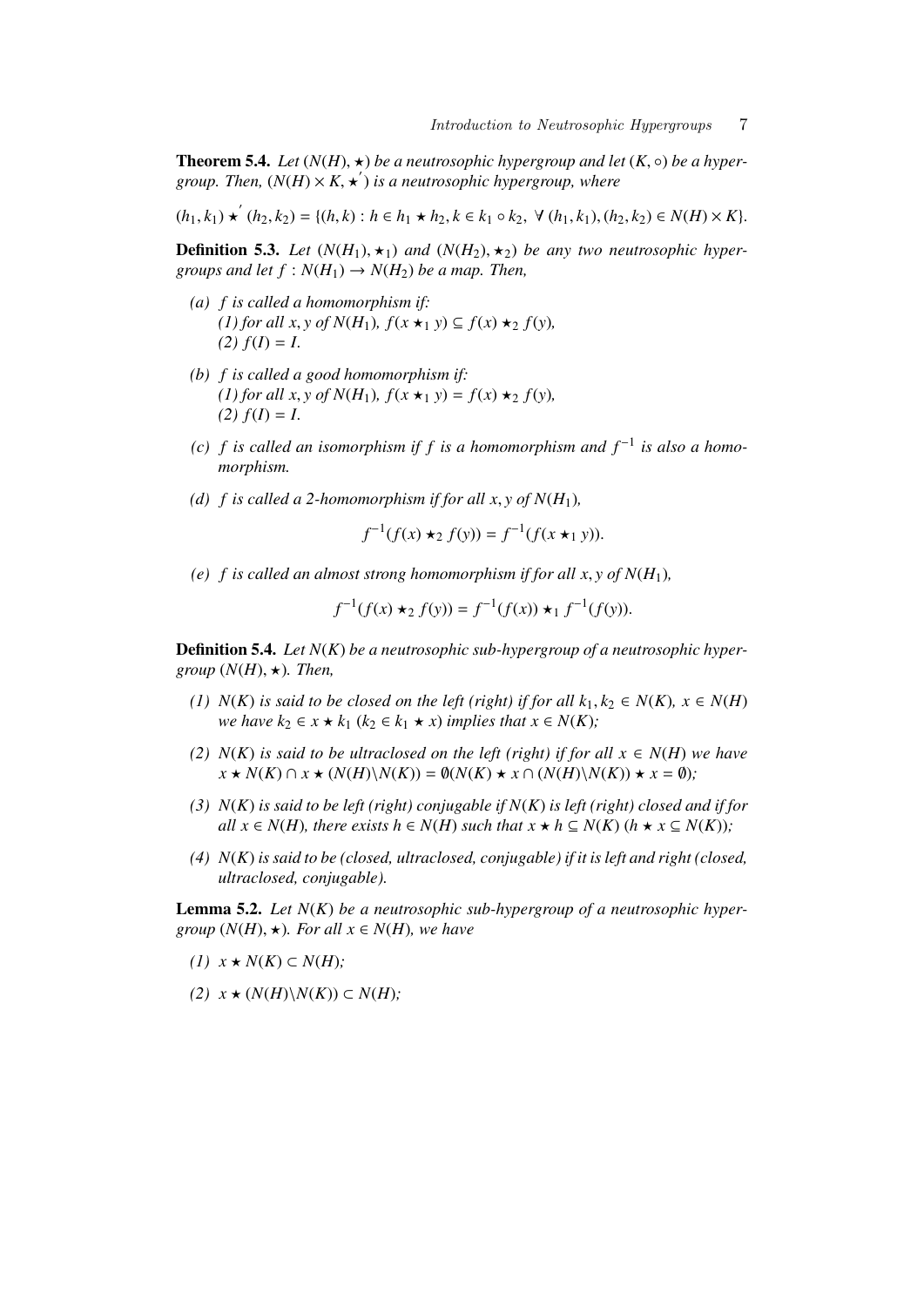**Theorem 5.4.** *Let $(N(H), \star)$ be a neutrosophic hypergroup and let $(K, \circ)$ be a hypergroup. Then, $(N(H) \times K, \star^{'})$ is a neutrosophic hypergroup, where*

$$(h_1, k_1) \star^{'} (h_2, k_2) = \{(h, k) : h \in h_1 \star h_2, k \in k_1 \circ k_2,\ \forall\ (h_1, k_1), (h_2, k_2) \in N(H) \times K\}.$$

**Definition 5.3.** *Let $(N(H_1), \star_1)$ and $(N(H_2), \star_2)$ be any two neutrosophic hypergroups and let $f : N(H_1) \to N(H_2)$ be a map. Then,*

- *(a) $f$ is called a homomorphism if:*
  *(1) for all $x, y$ of $N(H_1)$, $f(x \star_1 y) \subseteq f(x) \star_2 f(y)$,*
  *(2) $f(I) = I$.*
- *(b) $f$ is called a good homomorphism if:*
  *(1) for all $x, y$ of $N(H_1)$, $f(x \star_1 y) = f(x) \star_2 f(y)$,*
  *(2) $f(I) = I$.*
- *(c) $f$ is called an isomorphism if $f$ is a homomorphism and $f^{-1}$ is also a homomorphism.*
- *(d) $f$ is called a 2-homomorphism if for all $x, y$ of $N(H_1)$,*

$$f^{-1}(f(x) \star_2 f(y)) = f^{-1}(f(x \star_1 y)).$$

- *(e) $f$ is called an almost strong homomorphism if for all $x, y$ of $N(H_1)$,*

$$f^{-1}(f(x) \star_2 f(y)) = f^{-1}(f(x)) \star_1 f^{-1}(f(y)).$$

**Definition 5.4.** *Let $N(K)$ be a neutrosophic sub-hypergroup of a neutrosophic hypergroup $(N(H), \star)$. Then,*

- *(1) $N(K)$ is said to be closed on the left (right) if for all $k_1, k_2 \in N(K)$, $x \in N(H)$ we have $k_2 \in x \star k_1$ ($k_2 \in k_1 \star x$) implies that $x \in N(K)$;*
- *(2) $N(K)$ is said to be ultraclosed on the left (right) if for all $x \in N(H)$ we have $x \star N(K) \cap x \star (N(H) \backslash N(K)) = \emptyset (N(K) \star x \cap (N(H) \backslash N(K)) \star x = \emptyset)$;*
- *(3) $N(K)$ is said to be left (right) conjugable if $N(K)$ is left (right) closed and if for all $x \in N(H)$, there exists $h \in N(H)$ such that $x \star h \subseteq N(K)$ ($h \star x \subseteq N(K)$);*
- *(4) $N(K)$ is said to be (closed, ultraclosed, conjugable) if it is left and right (closed, ultraclosed, conjugable).*

**Lemma 5.2.** *Let $N(K)$ be a neutrosophic sub-hypergroup of a neutrosophic hypergroup $(N(H), \star)$. For all $x \in N(H)$, we have*

- *(1) $x \star N(K) \subset N(H)$;*
- *(2) $x \star (N(H) \backslash N(K)) \subset N(H)$;*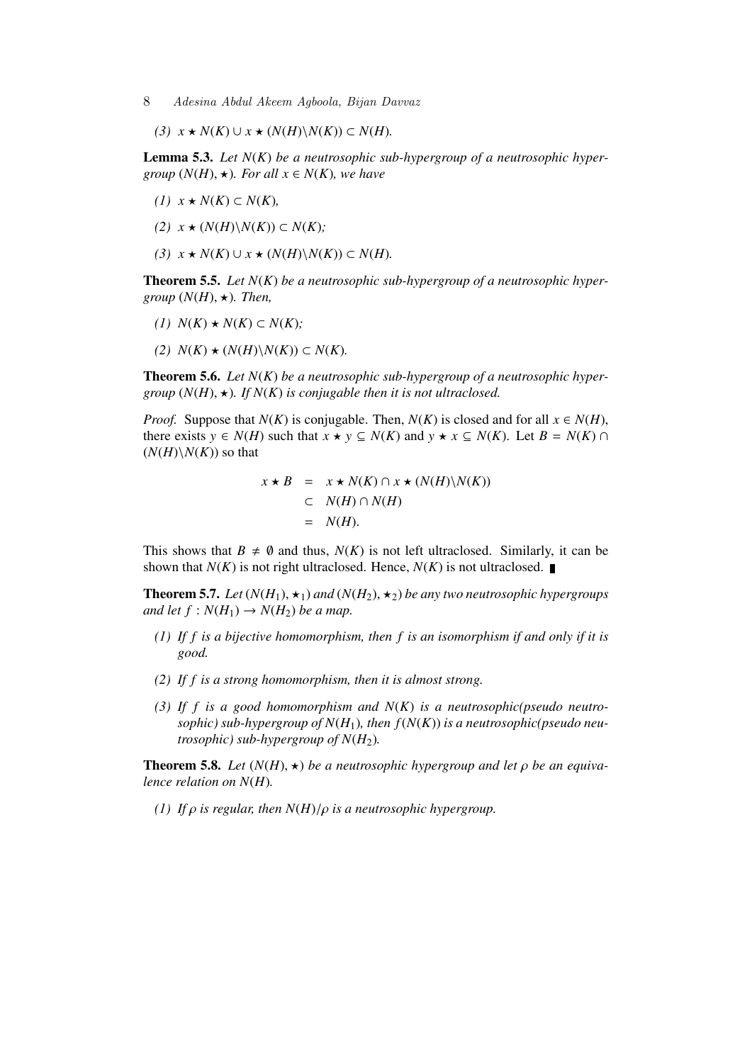(3) $x \star N(K) \cup x \star (N(H) \backslash N(K)) \subset N(H)$.

**Lemma 5.3.** *Let $N(K)$ be a neutrosophic sub-hypergroup of a neutrosophic hypergroup $(N(H), \star)$. For all $x \in N(K)$, we have*

*(1)* $x \star N(K) \subset N(K)$,

*(2)* $x \star (N(H) \backslash N(K)) \subset N(K)$;

*(3)* $x \star N(K) \cup x \star (N(H) \backslash N(K)) \subset N(H)$.

**Theorem 5.5.** *Let $N(K)$ be a neutrosophic sub-hypergroup of a neutrosophic hypergroup $(N(H), \star)$. Then,*

*(1)* $N(K) \star N(K) \subset N(K)$;

*(2)* $N(K) \star (N(H) \backslash N(K)) \subset N(K)$.

**Theorem 5.6.** *Let $N(K)$ be a neutrosophic sub-hypergroup of a neutrosophic hypergroup $(N(H), \star)$. If $N(K)$ is conjugable then it is not ultraclosed.*

*Proof.* Suppose that $N(K)$ is conjugable. Then, $N(K)$ is closed and for all $x \in N(H)$, there exists $y \in N(H)$ such that $x \star y \subseteq N(K)$ and $y \star x \subseteq N(K)$. Let $B = N(K) \cap (N(H) \backslash N(K))$ so that

$$
\begin{aligned}
x \star B &= x \star N(K) \cap x \star (N(H) \backslash N(K)) \\
&\subset N(H) \cap N(H) \\
&= N(H).
\end{aligned}
$$

This shows that $B \neq \emptyset$ and thus, $N(K)$ is not left ultraclosed. Similarly, it can be shown that $N(K)$ is not right ultraclosed. Hence, $N(K)$ is not ultraclosed. ∎

**Theorem 5.7.** *Let $(N(H_1), \star_1)$ and $(N(H_2), \star_2)$ be any two neutrosophic hypergroups and let $f : N(H_1) \to N(H_2)$ be a map.*

*(1) If $f$ is a bijective homomorphism, then $f$ is an isomorphism if and only if it is good.*

*(2) If $f$ is a strong homomorphism, then it is almost strong.*

*(3) If $f$ is a good homomorphism and $N(K)$ is a neutrosophic(pseudo neutrosophic) sub-hypergroup of $N(H_1)$, then $f(N(K))$ is a neutrosophic(pseudo neutrosophic) sub-hypergroup of $N(H_2)$.*

**Theorem 5.8.** *Let $(N(H), \star)$ be a neutrosophic hypergroup and let $\rho$ be an equivalence relation on $N(H)$.*

*(1) If $\rho$ is regular, then $N(H)/\rho$ is a neutrosophic hypergroup.*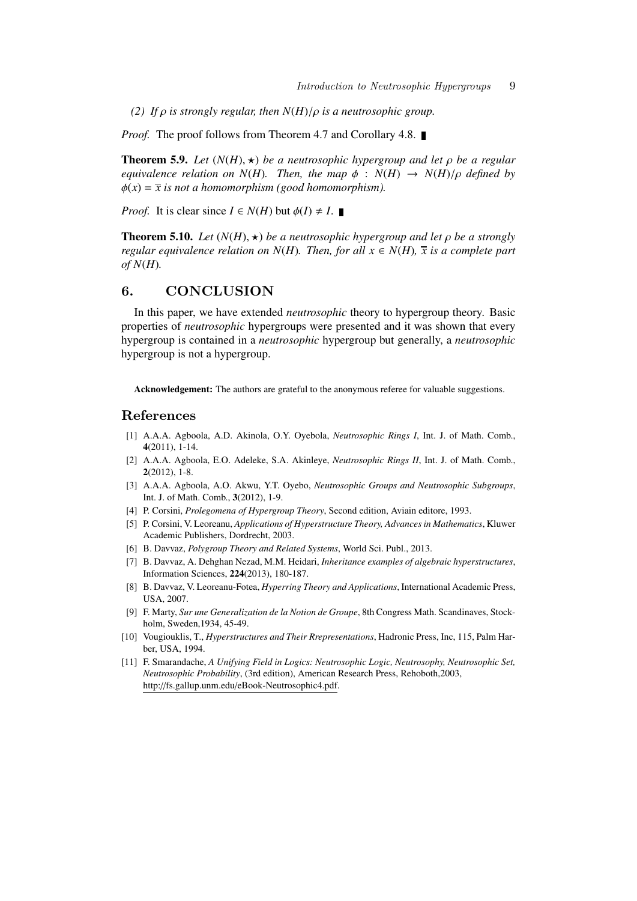*(2) If $\rho$ is strongly regular, then $N(H)/\rho$ is a neutrosophic group.*

*Proof.* The proof follows from Theorem 4.7 and Corollary 4.8. ∎

**Theorem 5.9.** *Let $(N(H), \star)$ be a neutrosophic hypergroup and let $\rho$ be a regular equivalence relation on $N(H)$. Then, the map $\phi : N(H) \rightarrow N(H)/\rho$ defined by $\phi(x) = \overline{x}$ is not a homomorphism (good homomorphism).*

*Proof.* It is clear since $I \in N(H)$ but $\phi(I) \neq I$. ∎

**Theorem 5.10.** *Let $(N(H), \star)$ be a neutrosophic hypergroup and let $\rho$ be a strongly regular equivalence relation on $N(H)$. Then, for all $x \in N(H)$, $\overline{x}$ is a complete part of $N(H)$.*

## 6. CONCLUSION

In this paper, we have extended *neutrosophic* theory to hypergroup theory. Basic properties of *neutrosophic* hypergroups were presented and it was shown that every hypergroup is contained in a *neutrosophic* hypergroup but generally, a *neutrosophic* hypergroup is not a hypergroup.

**Acknowledgement:** The authors are grateful to the anonymous referee for valuable suggestions.

## References

[1] A.A.A. Agboola, A.D. Akinola, O.Y. Oyebola, *Neutrosophic Rings I*, Int. J. of Math. Comb., **4**(2011), 1-14.

[2] A.A.A. Agboola, E.O. Adeleke, S.A. Akinleye, *Neutrosophic Rings II*, Int. J. of Math. Comb., **2**(2012), 1-8.

[3] A.A.A. Agboola, A.O. Akwu, Y.T. Oyebo, *Neutrosophic Groups and Neutrosophic Subgroups*, Int. J. of Math. Comb., **3**(2012), 1-9.

[4] P. Corsini, *Prolegomena of Hypergroup Theory*, Second edition, Aviain editore, 1993.

[5] P. Corsini, V. Leoreanu, *Applications of Hyperstructure Theory, Advances in Mathematics*, Kluwer Academic Publishers, Dordrecht, 2003.

[6] B. Davvaz, *Polygroup Theory and Related Systems*, World Sci. Publ., 2013.

[7] B. Davvaz, A. Dehghan Nezad, M.M. Heidari, *Inheritance examples of algebraic hyperstructures*, Information Sciences, **224**(2013), 180-187.

[8] B. Davvaz, V. Leoreanu-Fotea, *Hyperring Theory and Applications*, International Academic Press, USA, 2007.

[9] F. Marty, *Sur une Generalization de la Notion de Groupe*, 8th Congress Math. Scandinaves, Stockholm, Sweden,1934, 45-49.

[10] Vougiouklis, T., *Hyperstructures and Their Rrepresentations*, Hadronic Press, Inc, 115, Palm Harber, USA, 1994.

[11] F. Smarandache, *A Unifying Field in Logics: Neutrosophic Logic, Neutrosophy, Neutrosophic Set, Neutrosophic Probability*, (3rd edition), American Research Press, Rehoboth,2003, http://fs.gallup.unm.edu/eBook-Neutrosophic4.pdf.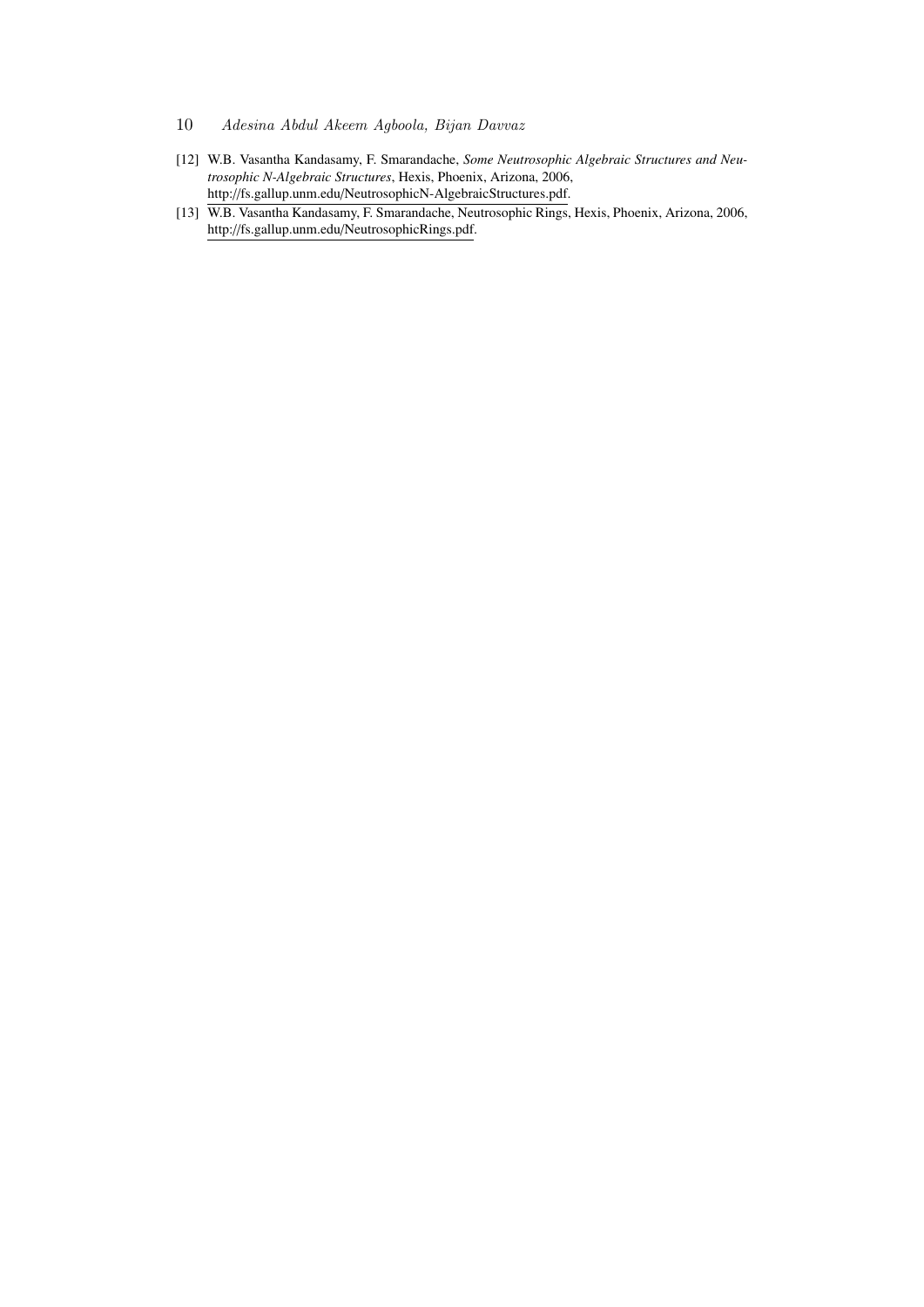[12] W.B. Vasantha Kandasamy, F. Smarandache, *Some Neutrosophic Algebraic Structures and Neutrosophic N-Algebraic Structures*, Hexis, Phoenix, Arizona, 2006, http://fs.gallup.unm.edu/NeutrosophicN-AlgebraicStructures.pdf.

[13] W.B. Vasantha Kandasamy, F. Smarandache, Neutrosophic Rings, Hexis, Phoenix, Arizona, 2006, http://fs.gallup.unm.edu/NeutrosophicRings.pdf.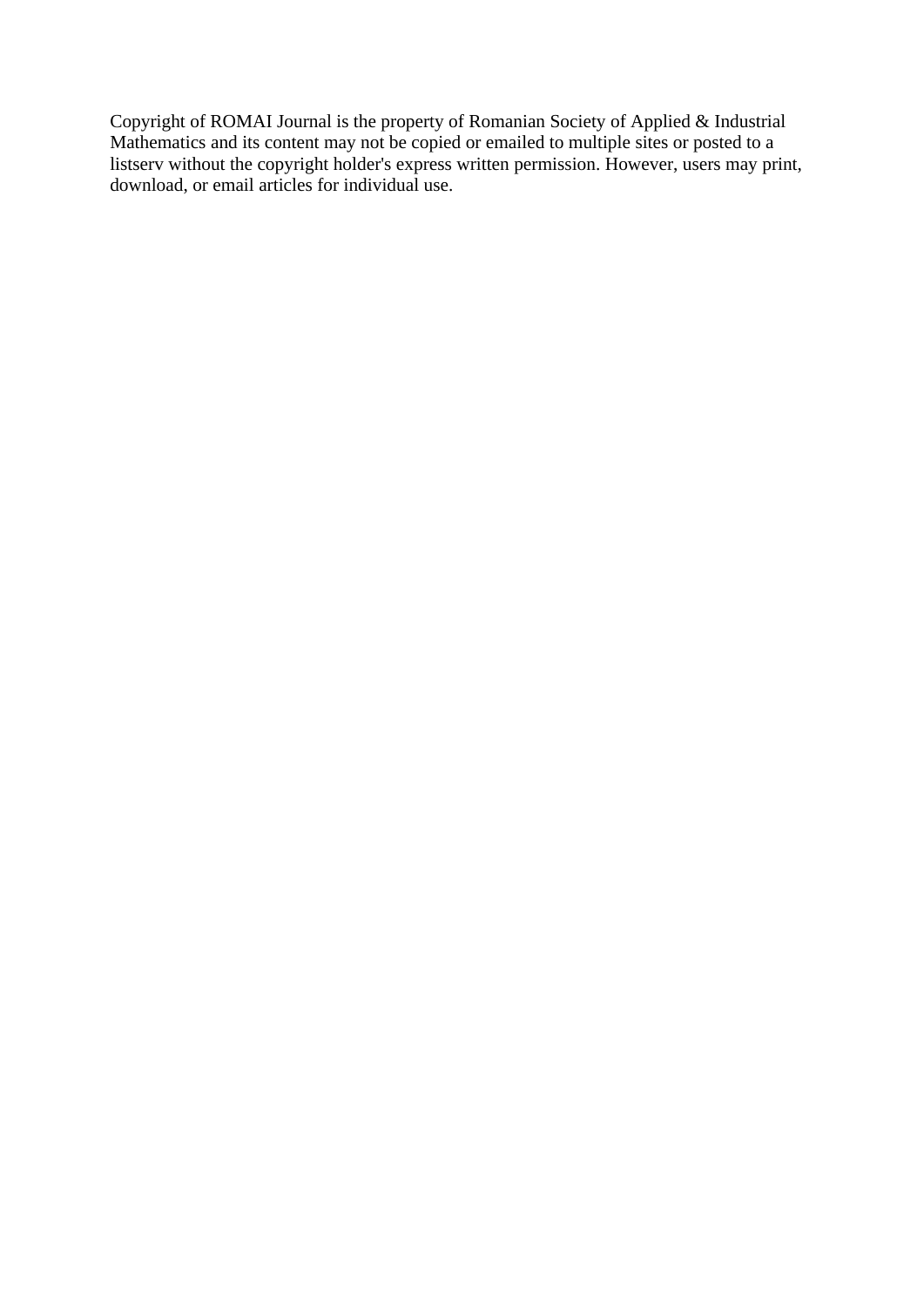Copyright of ROMAI Journal is the property of Romanian Society of Applied & Industrial Mathematics and its content may not be copied or emailed to multiple sites or posted to a listserv without the copyright holder's express written permission. However, users may print, download, or email articles for individual use.